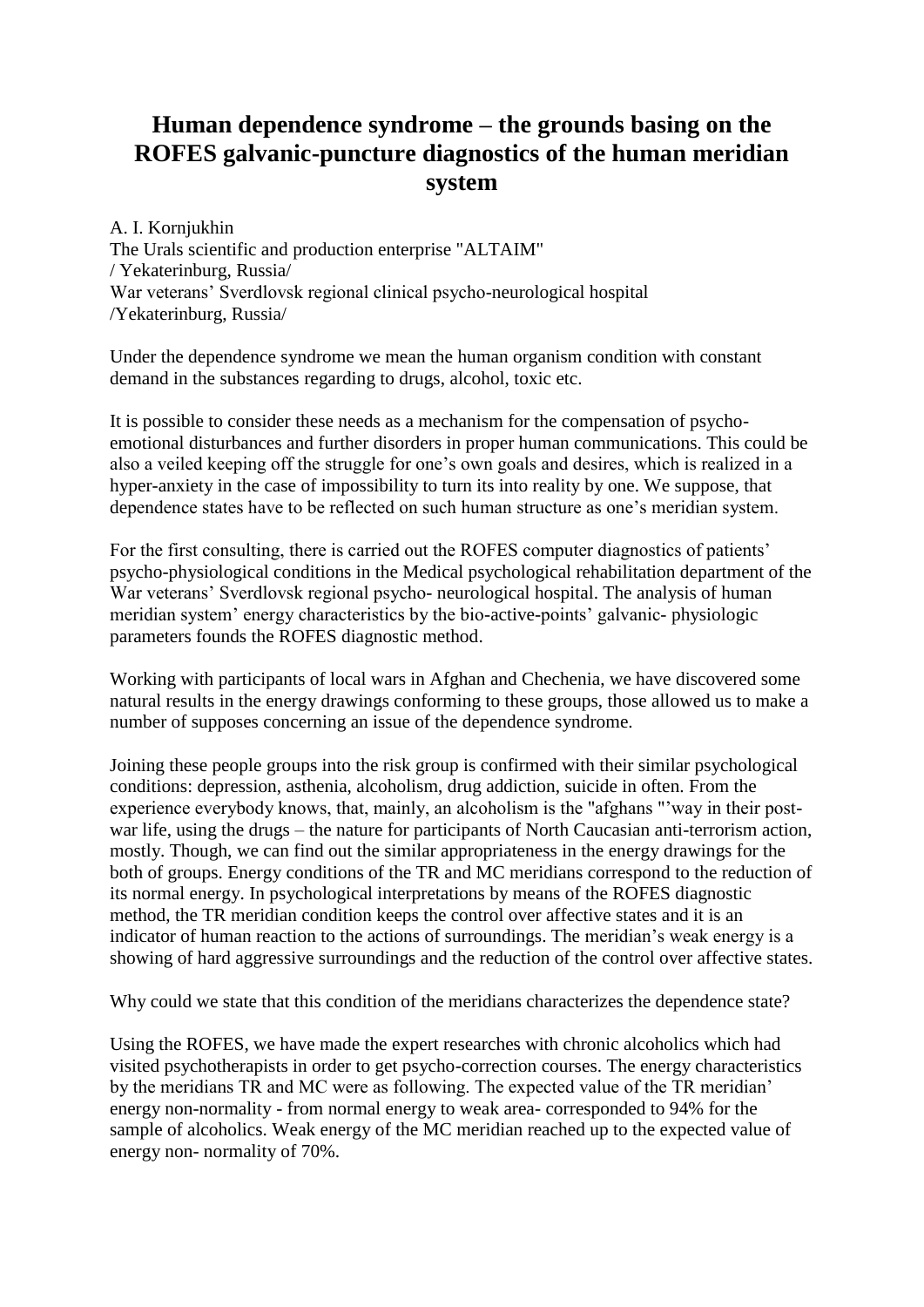# Human dependence syndrome – the grounds basing on the ROFES galvanic-puncture diagnostics of the human meridian system

A. I. Kornjukhin
The Urals scientific and production enterprise "ALTAIM"
/ Yekaterinburg, Russia/
War veterans' Sverdlovsk regional clinical psycho-neurological hospital
/Yekaterinburg, Russia/

Under the dependence syndrome we mean the human organism condition with constant demand in the substances regarding to drugs, alcohol, toxic etc.

It is possible to consider these needs as a mechanism for the compensation of psycho-emotional disturbances and further disorders in proper human communications. This could be also a veiled keeping off the struggle for one's own goals and desires, which is realized in a hyper-anxiety in the case of impossibility to turn its into reality by one. We suppose, that dependence states have to be reflected on such human structure as one's meridian system.

For the first consulting, there is carried out the ROFES computer diagnostics of patients' psycho-physiological conditions in the Medical psychological rehabilitation department of the War veterans' Sverdlovsk regional psycho- neurological hospital. The analysis of human meridian system' energy characteristics by the bio-active-points' galvanic- physiologic parameters founds the ROFES diagnostic method.

Working with participants of local wars in Afghan and Chechenia, we have discovered some natural results in the energy drawings conforming to these groups, those allowed us to make a number of supposes concerning an issue of the dependence syndrome.

Joining these people groups into the risk group is confirmed with their similar psychological conditions: depression, asthenia, alcoholism, drug addiction, suicide in often. From the experience everybody knows, that, mainly, an alcoholism is the "afghans "'way in their post-war life, using the drugs – the nature for participants of North Caucasian anti-terrorism action, mostly. Though, we can find out the similar appropriateness in the energy drawings for the both of groups. Energy conditions of the TR and MC meridians correspond to the reduction of its normal energy. In psychological interpretations by means of the ROFES diagnostic method, the TR meridian condition keeps the control over affective states and it is an indicator of human reaction to the actions of surroundings. The meridian's weak energy is a showing of hard aggressive surroundings and the reduction of the control over affective states.

Why could we state that this condition of the meridians characterizes the dependence state?

Using the ROFES, we have made the expert researches with chronic alcoholics which had visited psychotherapists in order to get psycho-correction courses. The energy characteristics by the meridians TR and MC were as following. The expected value of the TR meridian' energy non-normality - from normal energy to weak area- corresponded to 94% for the sample of alcoholics. Weak energy of the MC meridian reached up to the expected value of energy non- normality of 70%.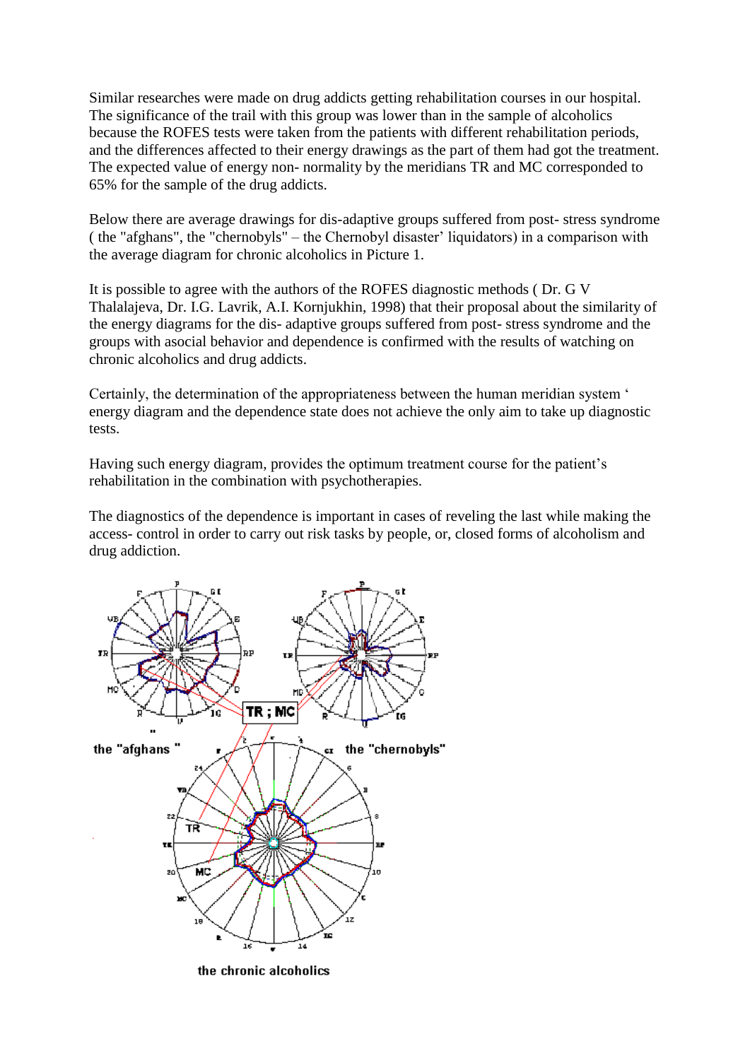Similar researches were made on drug addicts getting rehabilitation courses in our hospital. The significance of the trail with this group was lower than in the sample of alcoholics because the ROFES tests were taken from the patients with different rehabilitation periods, and the differences affected to their energy drawings as the part of them had got the treatment. The expected value of energy non- normality by the meridians TR and MC corresponded to 65% for the sample of the drug addicts.

Below there are average drawings for dis-adaptive groups suffered from post- stress syndrome ( the "afghans", the "chernobyls" – the Chernobyl disaster' liquidators) in a comparison with the average diagram for chronic alcoholics in Picture 1.

It is possible to agree with the authors of the ROFES diagnostic methods ( Dr. G V Thalalajeva, Dr. I.G. Lavrik, A.I. Kornjukhin, 1998) that their proposal about the similarity of the energy diagrams for the dis- adaptive groups suffered from post- stress syndrome and the groups with asocial behavior and dependence is confirmed with the results of watching on chronic alcoholics and drug addicts.

Certainly, the determination of the appropriateness between the human meridian system ' energy diagram and the dependence state does not achieve the only aim to take up diagnostic tests.

Having such energy diagram, provides the optimum treatment course for the patient's rehabilitation in the combination with psychotherapies.

The diagnostics of the dependence is important in cases of reveling the last while making the access- control in order to carry out risk tasks by people, or, closed forms of alcoholism and drug addiction.

TR ; MC

the "afghans "

the "chernobyls"

TR

MC

the chronic alcoholics